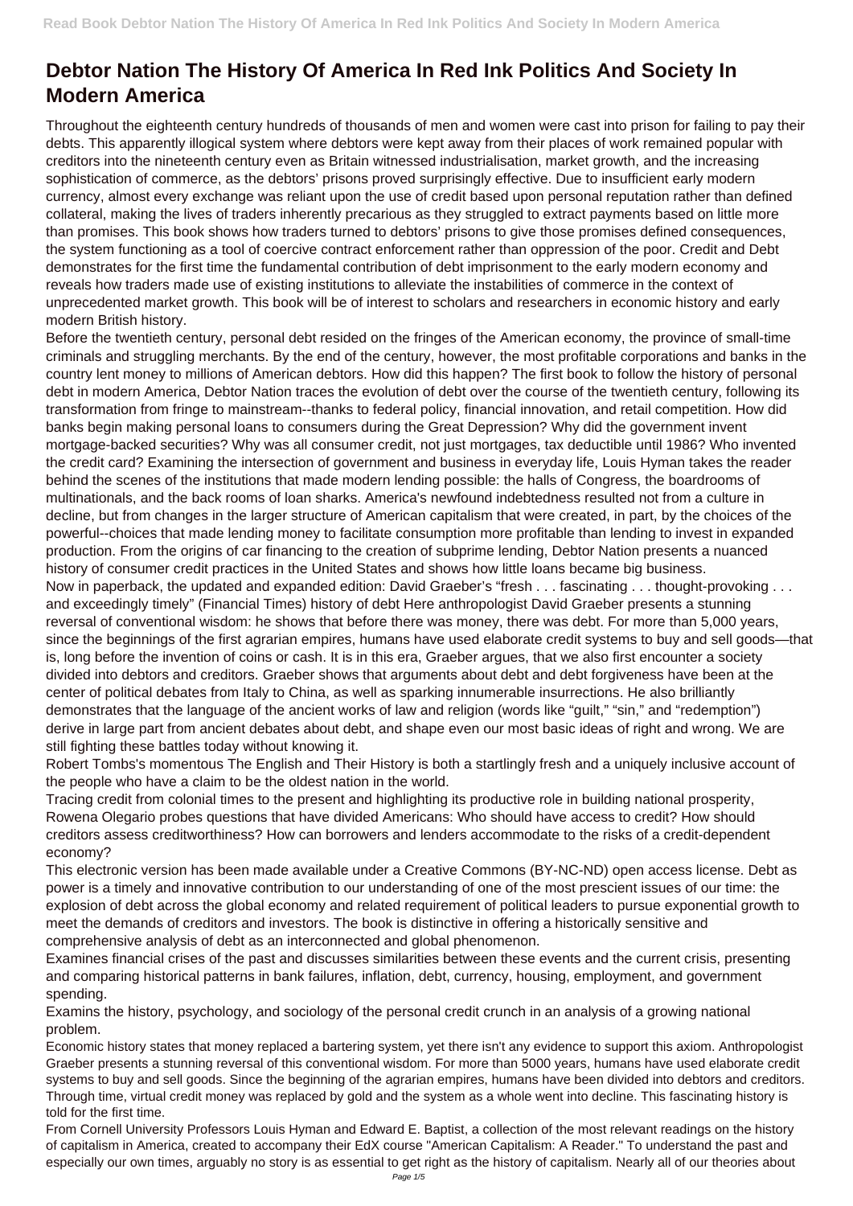# Debtor Nation The History Of America In Red Ink Politics And Society In Modern America

Throughout the eighteenth century hundreds of thousands of men and women were cast into prison for failing to pay their debts. This apparently illogical system where debtors were kept away from their places of work remained popular with creditors into the nineteenth century even as Britain witnessed industrialisation, market growth, and the increasing sophistication of commerce, as the debtors' prisons proved surprisingly effective. Due to insufficient early modern currency, almost every exchange was reliant upon the use of credit based upon personal reputation rather than defined collateral, making the lives of traders inherently precarious as they struggled to extract payments based on little more than promises. This book shows how traders turned to debtors' prisons to give those promises defined consequences, the system functioning as a tool of coercive contract enforcement rather than oppression of the poor. Credit and Debt demonstrates for the first time the fundamental contribution of debt imprisonment to the early modern economy and reveals how traders made use of existing institutions to alleviate the instabilities of commerce in the context of unprecedented market growth. This book will be of interest to scholars and researchers in economic history and early modern British history.

Before the twentieth century, personal debt resided on the fringes of the American economy, the province of small-time criminals and struggling merchants. By the end of the century, however, the most profitable corporations and banks in the country lent money to millions of American debtors. How did this happen? The first book to follow the history of personal debt in modern America, Debtor Nation traces the evolution of debt over the course of the twentieth century, following its transformation from fringe to mainstream--thanks to federal policy, financial innovation, and retail competition. How did banks begin making personal loans to consumers during the Great Depression? Why did the government invent mortgage-backed securities? Why was all consumer credit, not just mortgages, tax deductible until 1986? Who invented the credit card? Examining the intersection of government and business in everyday life, Louis Hyman takes the reader behind the scenes of the institutions that made modern lending possible: the halls of Congress, the boardrooms of multinationals, and the back rooms of loan sharks. America's newfound indebtedness resulted not from a culture in decline, but from changes in the larger structure of American capitalism that were created, in part, by the choices of the powerful--choices that made lending money to facilitate consumption more profitable than lending to invest in expanded production. From the origins of car financing to the creation of subprime lending, Debtor Nation presents a nuanced history of consumer credit practices in the United States and shows how little loans became big business.

Now in paperback, the updated and expanded edition: David Graeber's "fresh . . . fascinating . . . thought-provoking . . . and exceedingly timely" (Financial Times) history of debt Here anthropologist David Graeber presents a stunning reversal of conventional wisdom: he shows that before there was money, there was debt. For more than 5,000 years, since the beginnings of the first agrarian empires, humans have used elaborate credit systems to buy and sell goods—that is, long before the invention of coins or cash. It is in this era, Graeber argues, that we also first encounter a society divided into debtors and creditors. Graeber shows that arguments about debt and debt forgiveness have been at the center of political debates from Italy to China, as well as sparking innumerable insurrections. He also brilliantly demonstrates that the language of the ancient works of law and religion (words like "guilt," "sin," and "redemption") derive in large part from ancient debates about debt, and shape even our most basic ideas of right and wrong. We are still fighting these battles today without knowing it.

Robert Tombs's momentous The English and Their History is both a startlingly fresh and a uniquely inclusive account of the people who have a claim to be the oldest nation in the world.

Tracing credit from colonial times to the present and highlighting its productive role in building national prosperity, Rowena Olegario probes questions that have divided Americans: Who should have access to credit? How should creditors assess creditworthiness? How can borrowers and lenders accommodate to the risks of a credit-dependent economy?

This electronic version has been made available under a Creative Commons (BY-NC-ND) open access license. Debt as power is a timely and innovative contribution to our understanding of one of the most prescient issues of our time: the explosion of debt across the global economy and related requirement of political leaders to pursue exponential growth to meet the demands of creditors and investors. The book is distinctive in offering a historically sensitive and comprehensive analysis of debt as an interconnected and global phenomenon.

Examines financial crises of the past and discusses similarities between these events and the current crisis, presenting and comparing historical patterns in bank failures, inflation, debt, currency, housing, employment, and government spending.

Examins the history, psychology, and sociology of the personal credit crunch in an analysis of a growing national problem.

Economic history states that money replaced a bartering system, yet there isn't any evidence to support this axiom. Anthropologist Graeber presents a stunning reversal of this conventional wisdom. For more than 5000 years, humans have used elaborate credit systems to buy and sell goods. Since the beginning of the agrarian empires, humans have been divided into debtors and creditors. Through time, virtual credit money was replaced by gold and the system as a whole went into decline. This fascinating history is told for the first time.

From Cornell University Professors Louis Hyman and Edward E. Baptist, a collection of the most relevant readings on the history of capitalism in America, created to accompany their EdX course "American Capitalism: A Reader." To understand the past and especially our own times, arguably no story is as essential to get right as the history of capitalism. Nearly all of our theories about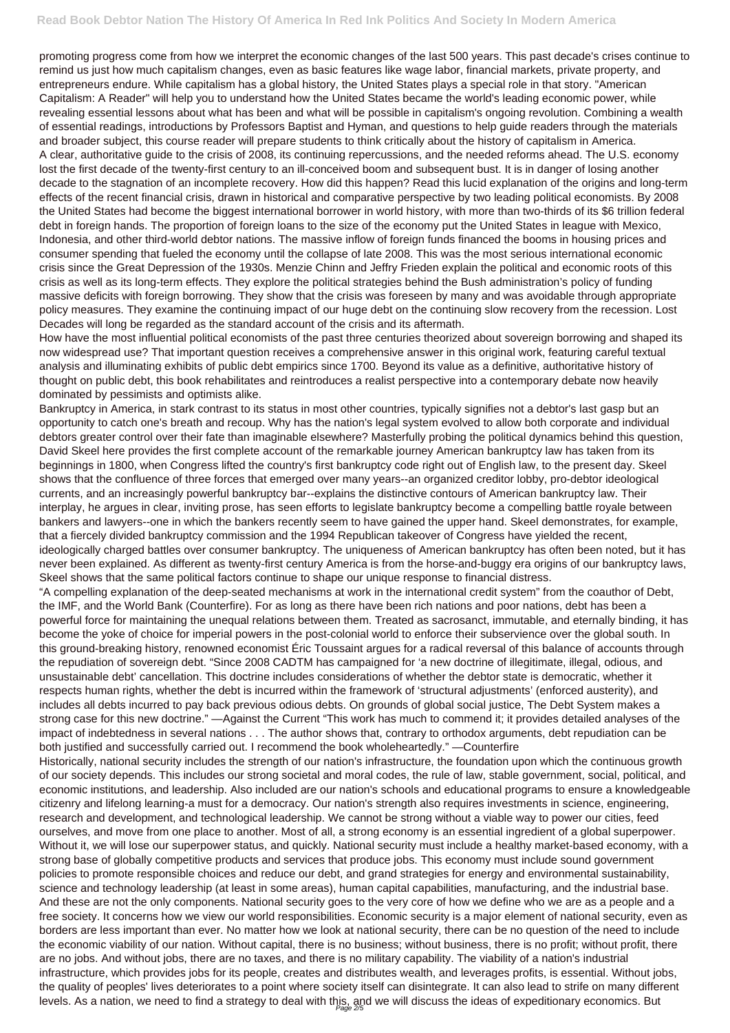promoting progress come from how we interpret the economic changes of the last 500 years. This past decade's crises continue to remind us just how much capitalism changes, even as basic features like wage labor, financial markets, private property, and entrepreneurs endure. While capitalism has a global history, the United States plays a special role in that story. "American Capitalism: A Reader" will help you to understand how the United States became the world's leading economic power, while revealing essential lessons about what has been and what will be possible in capitalism's ongoing revolution. Combining a wealth of essential readings, introductions by Professors Baptist and Hyman, and questions to help guide readers through the materials and broader subject, this course reader will prepare students to think critically about the history of capitalism in America.

A clear, authoritative guide to the crisis of 2008, its continuing repercussions, and the needed reforms ahead. The U.S. economy lost the first decade of the twenty-first century to an ill-conceived boom and subsequent bust. It is in danger of losing another decade to the stagnation of an incomplete recovery. How did this happen? Read this lucid explanation of the origins and long-term effects of the recent financial crisis, drawn in historical and comparative perspective by two leading political economists. By 2008 the United States had become the biggest international borrower in world history, with more than two-thirds of its $6 trillion federal debt in foreign hands. The proportion of foreign loans to the size of the economy put the United States in league with Mexico, Indonesia, and other third-world debtor nations. The massive inflow of foreign funds financed the booms in housing prices and consumer spending that fueled the economy until the collapse of late 2008. This was the most serious international economic crisis since the Great Depression of the 1930s. Menzie Chinn and Jeffry Frieden explain the political and economic roots of this crisis as well as its long-term effects. They explore the political strategies behind the Bush administration's policy of funding massive deficits with foreign borrowing. They show that the crisis was foreseen by many and was avoidable through appropriate policy measures. They examine the continuing impact of our huge debt on the continuing slow recovery from the recession. Lost Decades will long be regarded as the standard account of the crisis and its aftermath.

How have the most influential political economists of the past three centuries theorized about sovereign borrowing and shaped its now widespread use? That important question receives a comprehensive answer in this original work, featuring careful textual analysis and illuminating exhibits of public debt empirics since 1700. Beyond its value as a definitive, authoritative history of thought on public debt, this book rehabilitates and reintroduces a realist perspective into a contemporary debate now heavily dominated by pessimists and optimists alike.

Bankruptcy in America, in stark contrast to its status in most other countries, typically signifies not a debtor's last gasp but an opportunity to catch one's breath and recoup. Why has the nation's legal system evolved to allow both corporate and individual debtors greater control over their fate than imaginable elsewhere? Masterfully probing the political dynamics behind this question, David Skeel here provides the first complete account of the remarkable journey American bankruptcy law has taken from its beginnings in 1800, when Congress lifted the country's first bankruptcy code right out of English law, to the present day. Skeel shows that the confluence of three forces that emerged over many years--an organized creditor lobby, pro-debtor ideological currents, and an increasingly powerful bankruptcy bar--explains the distinctive contours of American bankruptcy law. Their interplay, he argues in clear, inviting prose, has seen efforts to legislate bankruptcy become a compelling battle royale between bankers and lawyers--one in which the bankers recently seem to have gained the upper hand. Skeel demonstrates, for example, that a fiercely divided bankruptcy commission and the 1994 Republican takeover of Congress have yielded the recent, ideologically charged battles over consumer bankruptcy. The uniqueness of American bankruptcy has often been noted, but it has never been explained. As different as twenty-first century America is from the horse-and-buggy era origins of our bankruptcy laws, Skeel shows that the same political factors continue to shape our unique response to financial distress.

"A compelling explanation of the deep-seated mechanisms at work in the international credit system" from the coauthor of Debt, the IMF, and the World Bank (Counterfire). For as long as there have been rich nations and poor nations, debt has been a powerful force for maintaining the unequal relations between them. Treated as sacrosanct, immutable, and eternally binding, it has become the yoke of choice for imperial powers in the post-colonial world to enforce their subservience over the global south. In this ground-breaking history, renowned economist Éric Toussaint argues for a radical reversal of this balance of accounts through the repudiation of sovereign debt. "Since 2008 CADTM has campaigned for 'a new doctrine of illegitimate, illegal, odious, and unsustainable debt' cancellation. This doctrine includes considerations of whether the debtor state is democratic, whether it respects human rights, whether the debt is incurred within the framework of 'structural adjustments' (enforced austerity), and includes all debts incurred to pay back previous odious debts. On grounds of global social justice, The Debt System makes a strong case for this new doctrine." —Against the Current "This work has much to commend it; it provides detailed analyses of the impact of indebtedness in several nations . . . The author shows that, contrary to orthodox arguments, debt repudiation can be both justified and successfully carried out. I recommend the book wholeheartedly." —Counterfire

Historically, national security includes the strength of our nation's infrastructure, the foundation upon which the continuous growth of our society depends. This includes our strong societal and moral codes, the rule of law, stable government, social, political, and economic institutions, and leadership. Also included are our nation's schools and educational programs to ensure a knowledgeable citizenry and lifelong learning-a must for a democracy. Our nation's strength also requires investments in science, engineering, research and development, and technological leadership. We cannot be strong without a viable way to power our cities, feed ourselves, and move from one place to another. Most of all, a strong economy is an essential ingredient of a global superpower. Without it, we will lose our superpower status, and quickly. National security must include a healthy market-based economy, with a strong base of globally competitive products and services that produce jobs. This economy must include sound government policies to promote responsible choices and reduce our debt, and grand strategies for energy and environmental sustainability, science and technology leadership (at least in some areas), human capital capabilities, manufacturing, and the industrial base. And these are not the only components. National security goes to the very core of how we define who we are as a people and a free society. It concerns how we view our world responsibilities. Economic security is a major element of national security, even as borders are less important than ever. No matter how we look at national security, there can be no question of the need to include the economic viability of our nation. Without capital, there is no business; without business, there is no profit; without profit, there are no jobs. And without jobs, there are no taxes, and there is no military capability. The viability of a nation's industrial infrastructure, which provides jobs for its people, creates and distributes wealth, and leverages profits, is essential. Without jobs, the quality of peoples' lives deteriorates to a point where society itself can disintegrate. It can also lead to strife on many different levels. As a nation, we need to find a strategy to deal with this, and we will discuss the ideas of expeditionary economics. But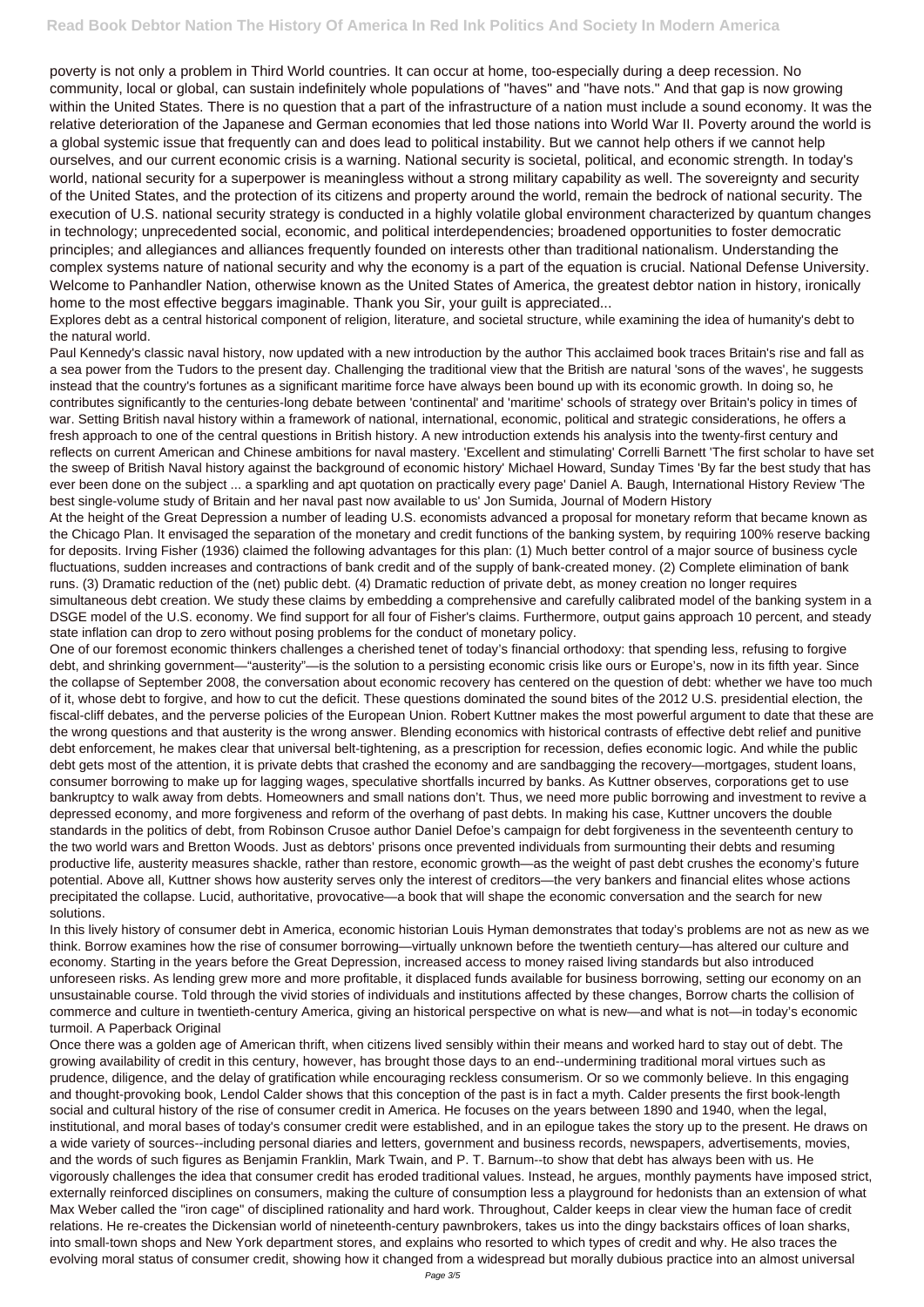poverty is not only a problem in Third World countries. It can occur at home, too-especially during a deep recession. No community, local or global, can sustain indefinitely whole populations of "haves" and "have nots." And that gap is now growing within the United States. There is no question that a part of the infrastructure of a nation must include a sound economy. It was the relative deterioration of the Japanese and German economies that led those nations into World War II. Poverty around the world is a global systemic issue that frequently can and does lead to political instability. But we cannot help others if we cannot help ourselves, and our current economic crisis is a warning. National security is societal, political, and economic strength. In today's world, national security for a superpower is meaningless without a strong military capability as well. The sovereignty and security of the United States, and the protection of its citizens and property around the world, remain the bedrock of national security. The execution of U.S. national security strategy is conducted in a highly volatile global environment characterized by quantum changes in technology; unprecedented social, economic, and political interdependencies; broadened opportunities to foster democratic principles; and allegiances and alliances frequently founded on interests other than traditional nationalism. Understanding the complex systems nature of national security and why the economy is a part of the equation is crucial. National Defense University. Welcome to Panhandler Nation, otherwise known as the United States of America, the greatest debtor nation in history, ironically home to the most effective beggars imaginable. Thank you Sir, your guilt is appreciated...

Explores debt as a central historical component of religion, literature, and societal structure, while examining the idea of humanity's debt to the natural world.

Paul Kennedy's classic naval history, now updated with a new introduction by the author This acclaimed book traces Britain's rise and fall as a sea power from the Tudors to the present day. Challenging the traditional view that the British are natural 'sons of the waves', he suggests instead that the country's fortunes as a significant maritime force have always been bound up with its economic growth. In doing so, he contributes significantly to the centuries-long debate between 'continental' and 'maritime' schools of strategy over Britain's policy in times of war. Setting British naval history within a framework of national, international, economic, political and strategic considerations, he offers a fresh approach to one of the central questions in British history. A new introduction extends his analysis into the twenty-first century and reflects on current American and Chinese ambitions for naval mastery. 'Excellent and stimulating' Correlli Barnett 'The first scholar to have set the sweep of British Naval history against the background of economic history' Michael Howard, Sunday Times 'By far the best study that has ever been done on the subject ... a sparkling and apt quotation on practically every page' Daniel A. Baugh, International History Review 'The best single-volume study of Britain and her naval past now available to us' Jon Sumida, Journal of Modern History

At the height of the Great Depression a number of leading U.S. economists advanced a proposal for monetary reform that became known as the Chicago Plan. It envisaged the separation of the monetary and credit functions of the banking system, by requiring 100% reserve backing for deposits. Irving Fisher (1936) claimed the following advantages for this plan: (1) Much better control of a major source of business cycle fluctuations, sudden increases and contractions of bank credit and of the supply of bank-created money. (2) Complete elimination of bank runs. (3) Dramatic reduction of the (net) public debt. (4) Dramatic reduction of private debt, as money creation no longer requires simultaneous debt creation. We study these claims by embedding a comprehensive and carefully calibrated model of the banking system in a DSGE model of the U.S. economy. We find support for all four of Fisher's claims. Furthermore, output gains approach 10 percent, and steady state inflation can drop to zero without posing problems for the conduct of monetary policy.

One of our foremost economic thinkers challenges a cherished tenet of today's financial orthodoxy: that spending less, refusing to forgive debt, and shrinking government—"austerity"—is the solution to a persisting economic crisis like ours or Europe's, now in its fifth year. Since the collapse of September 2008, the conversation about economic recovery has centered on the question of debt: whether we have too much of it, whose debt to forgive, and how to cut the deficit. These questions dominated the sound bites of the 2012 U.S. presidential election, the fiscal-cliff debates, and the perverse policies of the European Union. Robert Kuttner makes the most powerful argument to date that these are the wrong questions and that austerity is the wrong answer. Blending economics with historical contrasts of effective debt relief and punitive debt enforcement, he makes clear that universal belt-tightening, as a prescription for recession, defies economic logic. And while the public debt gets most of the attention, it is private debts that crashed the economy and are sandbagging the recovery—mortgages, student loans, consumer borrowing to make up for lagging wages, speculative shortfalls incurred by banks. As Kuttner observes, corporations get to use bankruptcy to walk away from debts. Homeowners and small nations don't. Thus, we need more public borrowing and investment to revive a depressed economy, and more forgiveness and reform of the overhang of past debts. In making his case, Kuttner uncovers the double standards in the politics of debt, from Robinson Crusoe author Daniel Defoe's campaign for debt forgiveness in the seventeenth century to the two world wars and Bretton Woods. Just as debtors' prisons once prevented individuals from surmounting their debts and resuming productive life, austerity measures shackle, rather than restore, economic growth—as the weight of past debt crushes the economy's future potential. Above all, Kuttner shows how austerity serves only the interest of creditors—the very bankers and financial elites whose actions precipitated the collapse. Lucid, authoritative, provocative—a book that will shape the economic conversation and the search for new solutions.

In this lively history of consumer debt in America, economic historian Louis Hyman demonstrates that today's problems are not as new as we think. Borrow examines how the rise of consumer borrowing—virtually unknown before the twentieth century—has altered our culture and economy. Starting in the years before the Great Depression, increased access to money raised living standards but also introduced unforeseen risks. As lending grew more and more profitable, it displaced funds available for business borrowing, setting our economy on an unsustainable course. Told through the vivid stories of individuals and institutions affected by these changes, Borrow charts the collision of commerce and culture in twentieth-century America, giving an historical perspective on what is new—and what is not—in today's economic turmoil. A Paperback Original

Once there was a golden age of American thrift, when citizens lived sensibly within their means and worked hard to stay out of debt. The growing availability of credit in this century, however, has brought those days to an end--undermining traditional moral virtues such as prudence, diligence, and the delay of gratification while encouraging reckless consumerism. Or so we commonly believe. In this engaging and thought-provoking book, Lendol Calder shows that this conception of the past is in fact a myth. Calder presents the first book-length social and cultural history of the rise of consumer credit in America. He focuses on the years between 1890 and 1940, when the legal, institutional, and moral bases of today's consumer credit were established, and in an epilogue takes the story up to the present. He draws on a wide variety of sources--including personal diaries and letters, government and business records, newspapers, advertisements, movies, and the words of such figures as Benjamin Franklin, Mark Twain, and P. T. Barnum--to show that debt has always been with us. He vigorously challenges the idea that consumer credit has eroded traditional values. Instead, he argues, monthly payments have imposed strict, externally reinforced disciplines on consumers, making the culture of consumption less a playground for hedonists than an extension of what Max Weber called the "iron cage" of disciplined rationality and hard work. Throughout, Calder keeps in clear view the human face of credit relations. He re-creates the Dickensian world of nineteenth-century pawnbrokers, takes us into the dingy backstairs offices of loan sharks, into small-town shops and New York department stores, and explains who resorted to which types of credit and why. He also traces the evolving moral status of consumer credit, showing how it changed from a widespread but morally dubious practice into an almost universal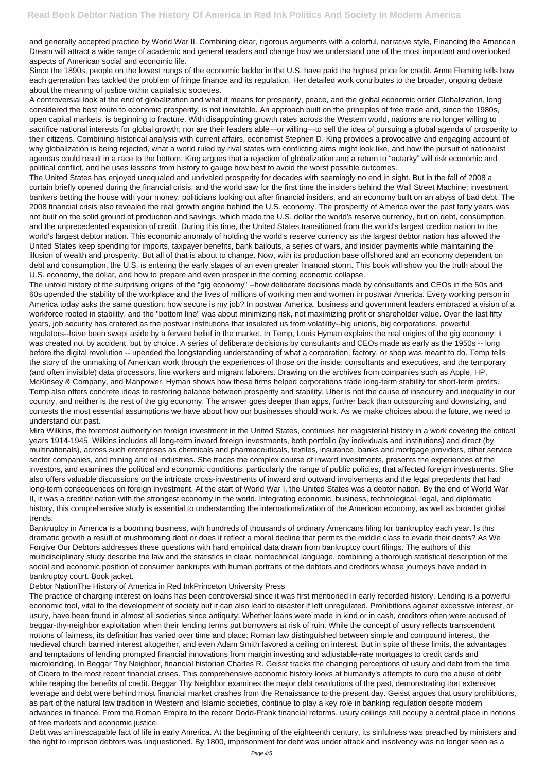and generally accepted practice by World War II. Combining clear, rigorous arguments with a colorful, narrative style, Financing the American Dream will attract a wide range of academic and general readers and change how we understand one of the most important and overlooked aspects of American social and economic life.

Since the 1890s, people on the lowest rungs of the economic ladder in the U.S. have paid the highest price for credit. Anne Fleming tells how each generation has tackled the problem of fringe finance and its regulation. Her detailed work contributes to the broader, ongoing debate about the meaning of justice within capitalistic societies.

A controversial look at the end of globalization and what it means for prosperity, peace, and the global economic order Globalization, long considered the best route to economic prosperity, is not inevitable. An approach built on the principles of free trade and, since the 1980s, open capital markets, is beginning to fracture. With disappointing growth rates across the Western world, nations are no longer willing to sacrifice national interests for global growth; nor are their leaders able—or willing—to sell the idea of pursuing a global agenda of prosperity to their citizens. Combining historical analysis with current affairs, economist Stephen D. King provides a provocative and engaging account of why globalization is being rejected, what a world ruled by rival states with conflicting aims might look like, and how the pursuit of nationalist agendas could result in a race to the bottom. King argues that a rejection of globalization and a return to "autarky" will risk economic and political conflict, and he uses lessons from history to gauge how best to avoid the worst possible outcomes.

The United States has enjoyed unequaled and unrivaled prosperity for decades with seemingly no end in sight. But in the fall of 2008 a curtain briefly opened during the financial crisis, and the world saw for the first time the insiders behind the Wall Street Machine: investment bankers betting the house with your money, politicians looking out after financial insiders, and an economy built on an abyss of bad debt. The 2008 financial crisis also revealed the real growth engine behind the U.S. economy. The prosperity of America over the past forty years was not built on the solid ground of production and savings, which made the U.S. dollar the world's reserve currency, but on debt, consumption, and the unprecedented expansion of credit. During this time, the United States transitioned from the world's largest creditor nation to the world's largest debtor nation. This economic anomaly of holding the world's reserve currency as the largest debtor nation has allowed the United States keep spending for imports, taxpayer benefits, bank bailouts, a series of wars, and insider payments while maintaining the illusion of wealth and prosperity. But all of that is about to change. Now, with its production base offshored and an economy dependent on debt and consumption, the U.S. is entering the early stages of an even greater financial storm. This book will show you the truth about the U.S. economy, the dollar, and how to prepare and even prosper in the coming economic collapse.

The untold history of the surprising origins of the "gig economy" --how deliberate decisions made by consultants and CEOs in the 50s and 60s upended the stability of the workplace and the lives of millions of working men and women in postwar America. Every working person in America today asks the same question: how secure is my job? In postwar America, business and government leaders embraced a vision of a workforce rooted in stability, and the "bottom line" was about minimizing risk, not maximizing profit or shareholder value. Over the last fifty years, job security has cratered as the postwar institutions that insulated us from volatility--big unions, big corporations, powerful regulators--have been swept aside by a fervent belief in the market. In Temp, Louis Hyman explains the real origins of the gig economy: it was created not by accident, but by choice. A series of deliberate decisions by consultants and CEOs made as early as the 1950s -- long before the digital revolution -- upended the longstanding understanding of what a corporation, factory, or shop was meant to do. Temp tells the story of the unmaking of American work through the experiences of those on the inside: consultants and executives, and the temporary (and often invisible) data processors, line workers and migrant laborers. Drawing on the archives from companies such as Apple, HP, McKinsey & Company, and Manpower, Hyman shows how these firms helped corporations trade long-term stability for short-term profits. Temp also offers concrete ideas to restoring balance between prosperity and stability. Uber is not the cause of insecurity and inequality in our country, and neither is the rest of the gig economy. The answer goes deeper than apps, further back than outsourcing and downsizing, and contests the most essential assumptions we have about how our businesses should work. As we make choices about the future, we need to understand our past.

Mira Wilkins, the foremost authority on foreign investment in the United States, continues her magisterial history in a work covering the critical years 1914-1945. Wilkins includes all long-term inward foreign investments, both portfolio (by individuals and institutions) and direct (by multinationals), across such enterprises as chemicals and pharmaceuticals, textiles, insurance, banks and mortgage providers, other service sector companies, and mining and oil industries. She traces the complex course of inward investments, presents the experiences of the investors, and examines the political and economic conditions, particularly the range of public policies, that affected foreign investments. She also offers valuable discussions on the intricate cross-investments of inward and outward involvements and the legal precedents that had long-term consequences on foreign investment. At the start of World War I, the United States was a debtor nation. By the end of World War II, it was a creditor nation with the strongest economy in the world. Integrating economic, business, technological, legal, and diplomatic history, this comprehensive study is essential to understanding the internationalization of the American economy, as well as broader global trends.

Bankruptcy in America is a booming business, with hundreds of thousands of ordinary Americans filing for bankruptcy each year. Is this dramatic growth a result of mushrooming debt or does it reflect a moral decline that permits the middle class to evade their debts? As We Forgive Our Debtors addresses these questions with hard empirical data drawn from bankruptcy court filings. The authors of this multidisciplinary study describe the law and the statistics in clear, nontechnical language, combining a thorough statistical description of the social and economic position of consumer bankrupts with human portraits of the debtors and creditors whose journeys have ended in bankruptcy court. Book jacket.

Debtor NationThe History of America in Red InkPrinceton University Press

The practice of charging interest on loans has been controversial since it was first mentioned in early recorded history. Lending is a powerful economic tool, vital to the development of society but it can also lead to disaster if left unregulated. Prohibitions against excessive interest, or usury, have been found in almost all societies since antiquity. Whether loans were made in kind or in cash, creditors often were accused of beggar-thy-neighbor exploitation when their lending terms put borrowers at risk of ruin. While the concept of usury reflects transcendent notions of fairness, its definition has varied over time and place: Roman law distinguished between simple and compound interest, the medieval church banned interest altogether, and even Adam Smith favored a ceiling on interest. But in spite of these limits, the advantages and temptations of lending prompted financial innovations from margin investing and adjustable-rate mortgages to credit cards and microlending. In Beggar Thy Neighbor, financial historian Charles R. Geisst tracks the changing perceptions of usury and debt from the time of Cicero to the most recent financial crises. This comprehensive economic history looks at humanity's attempts to curb the abuse of debt while reaping the benefits of credit. Beggar Thy Neighbor examines the major debt revolutions of the past, demonstrating that extensive leverage and debt were behind most financial market crashes from the Renaissance to the present day. Geisst argues that usury prohibitions, as part of the natural law tradition in Western and Islamic societies, continue to play a key role in banking regulation despite modern advances in finance. From the Roman Empire to the recent Dodd-Frank financial reforms, usury ceilings still occupy a central place in notions of free markets and economic justice.

Debt was an inescapable fact of life in early America. At the beginning of the eighteenth century, its sinfulness was preached by ministers and the right to imprison debtors was unquestioned. By 1800, imprisonment for debt was under attack and insolvency was no longer seen as a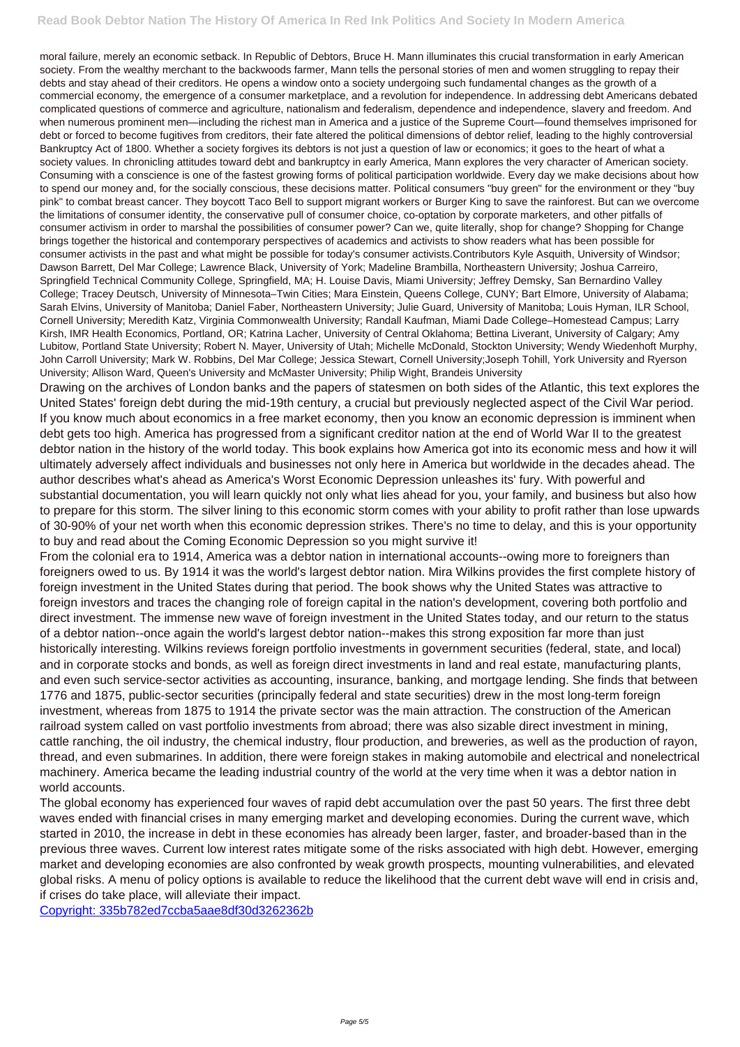moral failure, merely an economic setback. In Republic of Debtors, Bruce H. Mann illuminates this crucial transformation in early American society. From the wealthy merchant to the backwoods farmer, Mann tells the personal stories of men and women struggling to repay their debts and stay ahead of their creditors. He opens a window onto a society undergoing such fundamental changes as the growth of a commercial economy, the emergence of a consumer marketplace, and a revolution for independence. In addressing debt Americans debated complicated questions of commerce and agriculture, nationalism and federalism, dependence and independence, slavery and freedom. And when numerous prominent men—including the richest man in America and a justice of the Supreme Court—found themselves imprisoned for debt or forced to become fugitives from creditors, their fate altered the political dimensions of debtor relief, leading to the highly controversial Bankruptcy Act of 1800. Whether a society forgives its debtors is not just a question of law or economics; it goes to the heart of what a society values. In chronicling attitudes toward debt and bankruptcy in early America, Mann explores the very character of American society. Consuming with a conscience is one of the fastest growing forms of political participation worldwide. Every day we make decisions about how to spend our money and, for the socially conscious, these decisions matter. Political consumers "buy green" for the environment or they "buy pink" to combat breast cancer. They boycott Taco Bell to support migrant workers or Burger King to save the rainforest. But can we overcome the limitations of consumer identity, the conservative pull of consumer choice, co-optation by corporate marketers, and other pitfalls of consumer activism in order to marshal the possibilities of consumer power? Can we, quite literally, shop for change? Shopping for Change brings together the historical and contemporary perspectives of academics and activists to show readers what has been possible for consumer activists in the past and what might be possible for today's consumer activists.Contributors Kyle Asquith, University of Windsor; Dawson Barrett, Del Mar College; Lawrence Black, University of York; Madeline Brambilla, Northeastern University; Joshua Carreiro, Springfield Technical Community College, Springfield, MA; H. Louise Davis, Miami University; Jeffrey Demsky, San Bernardino Valley College; Tracey Deutsch, University of Minnesota–Twin Cities; Mara Einstein, Queens College, CUNY; Bart Elmore, University of Alabama; Sarah Elvins, University of Manitoba; Daniel Faber, Northeastern University; Julie Guard, University of Manitoba; Louis Hyman, ILR School, Cornell University; Meredith Katz, Virginia Commonwealth University; Randall Kaufman, Miami Dade College–Homestead Campus; Larry Kirsh, IMR Health Economics, Portland, OR; Katrina Lacher, University of Central Oklahoma; Bettina Liverant, University of Calgary; Amy Lubitow, Portland State University; Robert N. Mayer, University of Utah; Michelle McDonald, Stockton University; Wendy Wiedenhoft Murphy, John Carroll University; Mark W. Robbins, Del Mar College; Jessica Stewart, Cornell University;Joseph Tohill, York University and Ryerson University; Allison Ward, Queen's University and McMaster University; Philip Wight, Brandeis University

Drawing on the archives of London banks and the papers of statesmen on both sides of the Atlantic, this text explores the United States' foreign debt during the mid-19th century, a crucial but previously neglected aspect of the Civil War period. If you know much about economics in a free market economy, then you know an economic depression is imminent when debt gets too high. America has progressed from a significant creditor nation at the end of World War II to the greatest debtor nation in the history of the world today. This book explains how America got into its economic mess and how it will ultimately adversely affect individuals and businesses not only here in America but worldwide in the decades ahead. The author describes what's ahead as America's Worst Economic Depression unleashes its' fury. With powerful and substantial documentation, you will learn quickly not only what lies ahead for you, your family, and business but also how to prepare for this storm. The silver lining to this economic storm comes with your ability to profit rather than lose upwards of 30-90% of your net worth when this economic depression strikes. There's no time to delay, and this is your opportunity to buy and read about the Coming Economic Depression so you might survive it!

From the colonial era to 1914, America was a debtor nation in international accounts--owing more to foreigners than foreigners owed to us. By 1914 it was the world's largest debtor nation. Mira Wilkins provides the first complete history of foreign investment in the United States during that period. The book shows why the United States was attractive to foreign investors and traces the changing role of foreign capital in the nation's development, covering both portfolio and direct investment. The immense new wave of foreign investment in the United States today, and our return to the status of a debtor nation--once again the world's largest debtor nation--makes this strong exposition far more than just historically interesting. Wilkins reviews foreign portfolio investments in government securities (federal, state, and local) and in corporate stocks and bonds, as well as foreign direct investments in land and real estate, manufacturing plants, and even such service-sector activities as accounting, insurance, banking, and mortgage lending. She finds that between 1776 and 1875, public-sector securities (principally federal and state securities) drew in the most long-term foreign investment, whereas from 1875 to 1914 the private sector was the main attraction. The construction of the American railroad system called on vast portfolio investments from abroad; there was also sizable direct investment in mining, cattle ranching, the oil industry, the chemical industry, flour production, and breweries, as well as the production of rayon, thread, and even submarines. In addition, there were foreign stakes in making automobile and electrical and nonelectrical machinery. America became the leading industrial country of the world at the very time when it was a debtor nation in world accounts.

The global economy has experienced four waves of rapid debt accumulation over the past 50 years. The first three debt waves ended with financial crises in many emerging market and developing economies. During the current wave, which started in 2010, the increase in debt in these economies has already been larger, faster, and broader-based than in the previous three waves. Current low interest rates mitigate some of the risks associated with high debt. However, emerging market and developing economies are also confronted by weak growth prospects, mounting vulnerabilities, and elevated global risks. A menu of policy options is available to reduce the likelihood that the current debt wave will end in crisis and, if crises do take place, will alleviate their impact.

Copyright: 335b782ed7ccba5aae8df30d3262362b